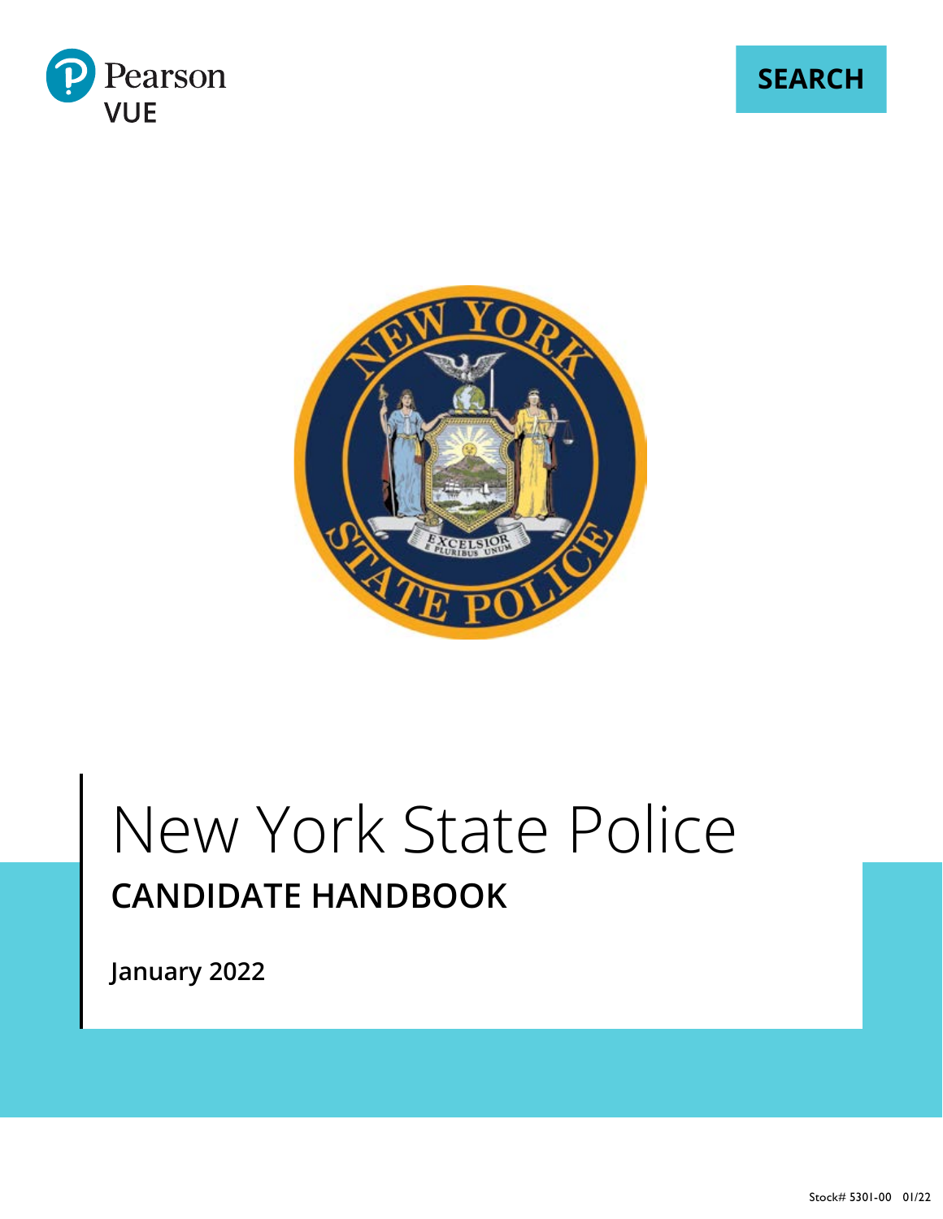Pearson VUE

SEARCH

# New York State Police

## CANDIDATE HANDBOOK

**January 2022**

Stock# 5301-00 01/22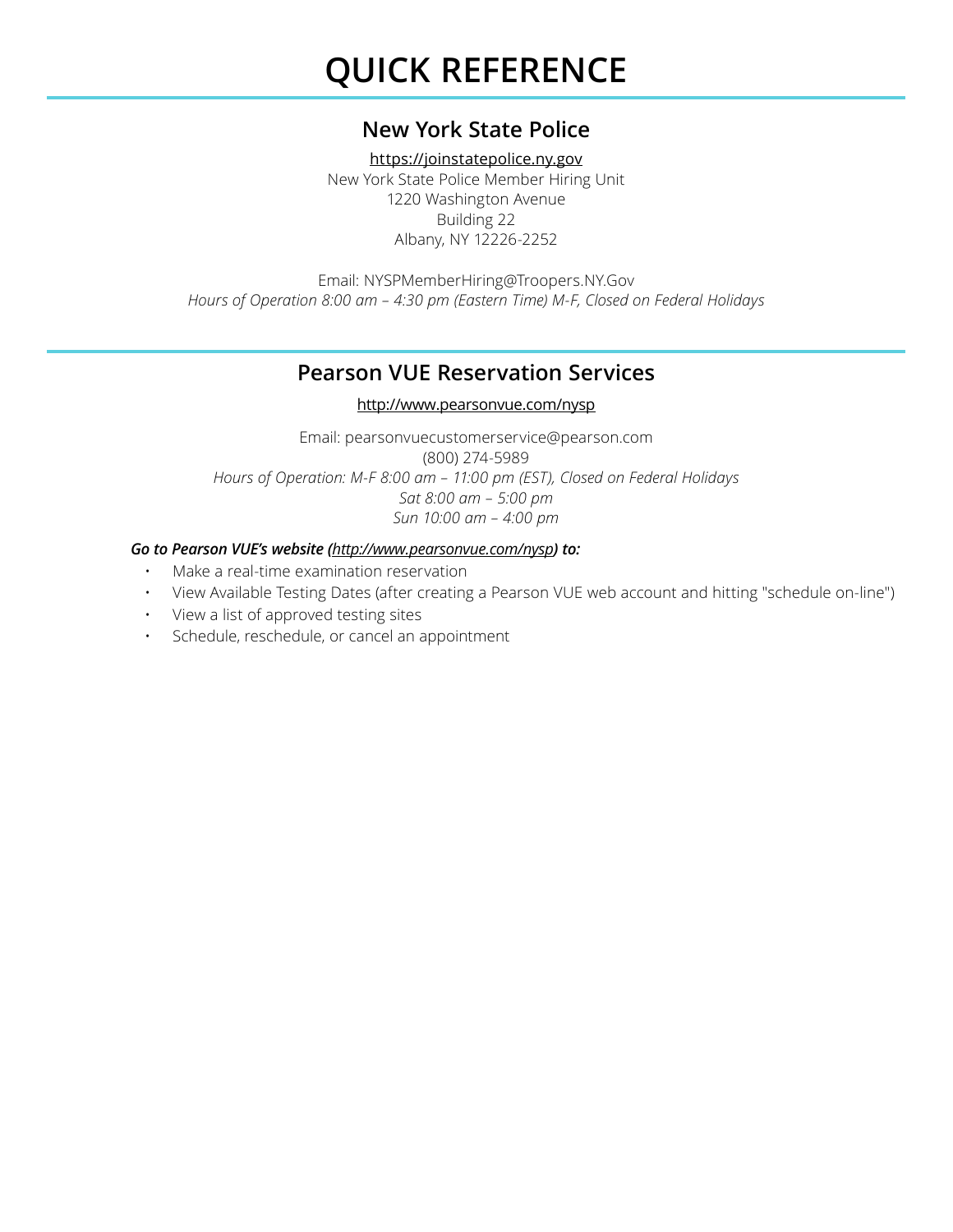# QUICK REFERENCE

## New York State Police

https://joinstatepolice.ny.gov
New York State Police Member Hiring Unit
1220 Washington Avenue
Building 22
Albany, NY 12226-2252

Email: NYSPMemberHiring@Troopers.NY.Gov
*Hours of Operation 8:00 am – 4:30 pm (Eastern Time) M-F, Closed on Federal Holidays*

## Pearson VUE Reservation Services

http://www.pearsonvue.com/nysp

Email: pearsonvuecustomerservice@pearson.com
(800) 274-5989
*Hours of Operation: M-F 8:00 am – 11:00 pm (EST), Closed on Federal Holidays*
*Sat 8:00 am – 5:00 pm*
*Sun 10:00 am – 4:00 pm*

***Go to Pearson VUE's website (http://www.pearsonvue.com/nysp) to:***

- Make a real-time examination reservation
- View Available Testing Dates (after creating a Pearson VUE web account and hitting "schedule on-line")
- View a list of approved testing sites
- Schedule, reschedule, or cancel an appointment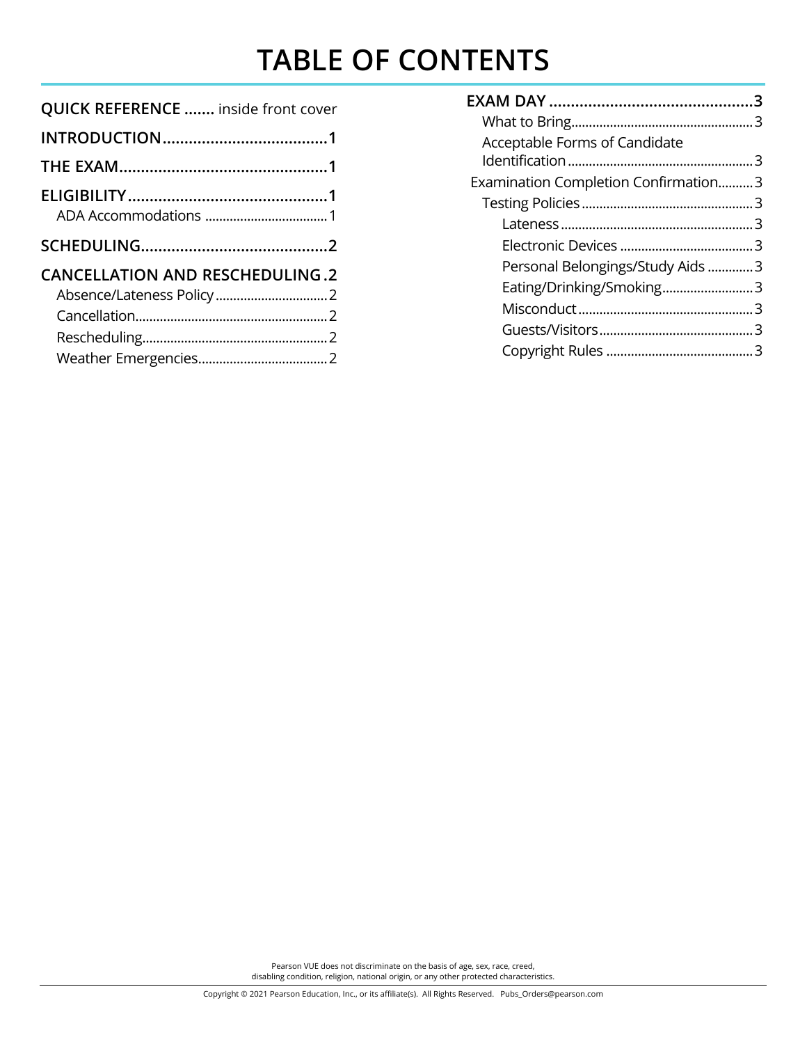# TABLE OF CONTENTS

**QUICK REFERENCE** ....... inside front cover

**INTRODUCTION** ..................................... 1

**THE EXAM** ............................................... 1

**ELIGIBILITY** ............................................ 1

- ADA Accommodations .................................. 1

**SCHEDULING** .......................................... 2

**CANCELLATION AND RESCHEDULING** . 2

- Absence/Lateness Policy ................................ 2
- Cancellation ...................................................... 2
- Rescheduling .................................................... 2
- Weather Emergencies ..................................... 2

**EXAM DAY** .............................................. 3

- What to Bring .................................................. 3
- Acceptable Forms of Candidate Identification .................................................... 3

Examination Completion Confirmation .......... 3

- Testing Policies ................................................ 3
  - Lateness ..................................................... 3
  - Electronic Devices ...................................... 3
  - Personal Belongings/Study Aids ............. 3
  - Eating/Drinking/Smoking .......................... 3
  - Misconduct ................................................. 3
  - Guests/Visitors ........................................... 3
  - Copyright Rules .......................................... 3

Pearson VUE does not discriminate on the basis of age, sex, race, creed, disabling condition, religion, national origin, or any other protected characteristics.

Copyright © 2021 Pearson Education, Inc., or its affiliate(s). All Rights Reserved. Pubs_Orders@pearson.com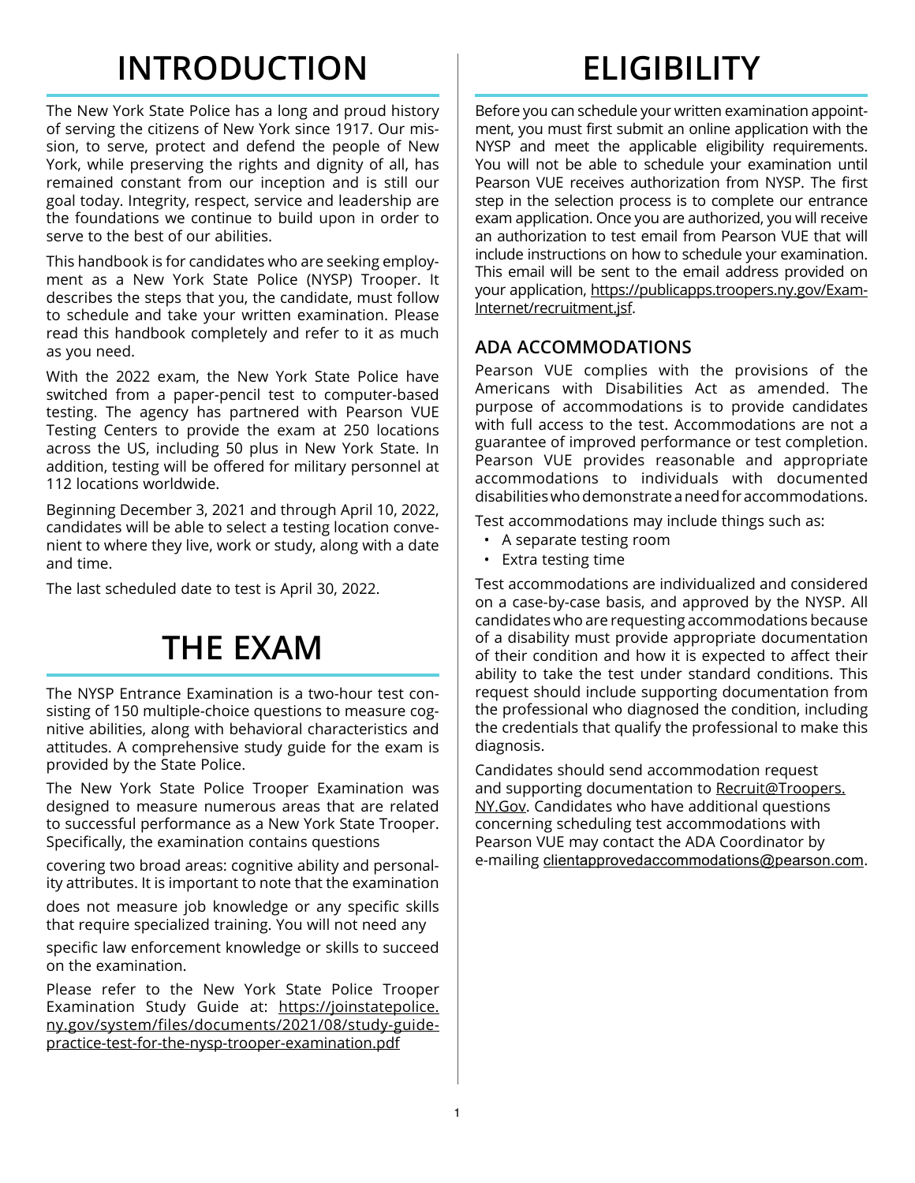# INTRODUCTION

The New York State Police has a long and proud history of serving the citizens of New York since 1917. Our mission, to serve, protect and defend the people of New York, while preserving the rights and dignity of all, has remained constant from our inception and is still our goal today. Integrity, respect, service and leadership are the foundations we continue to build upon in order to serve to the best of our abilities.

This handbook is for candidates who are seeking employment as a New York State Police (NYSP) Trooper. It describes the steps that you, the candidate, must follow to schedule and take your written examination. Please read this handbook completely and refer to it as much as you need.

With the 2022 exam, the New York State Police have switched from a paper-pencil test to computer-based testing. The agency has partnered with Pearson VUE Testing Centers to provide the exam at 250 locations across the US, including 50 plus in New York State. In addition, testing will be offered for military personnel at 112 locations worldwide.

Beginning December 3, 2021 and through April 10, 2022, candidates will be able to select a testing location convenient to where they live, work or study, along with a date and time.

The last scheduled date to test is April 30, 2022.

# THE EXAM

The NYSP Entrance Examination is a two-hour test consisting of 150 multiple-choice questions to measure cognitive abilities, along with behavioral characteristics and attitudes. A comprehensive study guide for the exam is provided by the State Police.

The New York State Police Trooper Examination was designed to measure numerous areas that are related to successful performance as a New York State Trooper. Specifically, the examination contains questions covering two broad areas: cognitive ability and personality attributes. It is important to note that the examination does not measure job knowledge or any specific skills that require specialized training. You will not need any specific law enforcement knowledge or skills to succeed on the examination.

Please refer to the New York State Police Trooper Examination Study Guide at: https://joinstatepolice.ny.gov/system/files/documents/2021/08/study-guide-practice-test-for-the-nysp-trooper-examination.pdf

# ELIGIBILITY

Before you can schedule your written examination appointment, you must first submit an online application with the NYSP and meet the applicable eligibility requirements. You will not be able to schedule your examination until Pearson VUE receives authorization from NYSP. The first step in the selection process is to complete our entrance exam application. Once you are authorized, you will receive an authorization to test email from Pearson VUE that will include instructions on how to schedule your examination. This email will be sent to the email address provided on your application, https://publicapps.troopers.ny.gov/Exam-Internet/recruitment.jsf.

## ADA ACCOMMODATIONS

Pearson VUE complies with the provisions of the Americans with Disabilities Act as amended. The purpose of accommodations is to provide candidates with full access to the test. Accommodations are not a guarantee of improved performance or test completion. Pearson VUE provides reasonable and appropriate accommodations to individuals with documented disabilities who demonstrate a need for accommodations.

Test accommodations may include things such as:

- A separate testing room
- Extra testing time

Test accommodations are individualized and considered on a case-by-case basis, and approved by the NYSP. All candidates who are requesting accommodations because of a disability must provide appropriate documentation of their condition and how it is expected to affect their ability to take the test under standard conditions. This request should include supporting documentation from the professional who diagnosed the condition, including the credentials that qualify the professional to make this diagnosis.

Candidates should send accommodation request and supporting documentation to Recruit@Troopers.NY.Gov. Candidates who have additional questions concerning scheduling test accommodations with Pearson VUE may contact the ADA Coordinator by e-mailing clientapprovedaccommodations@pearson.com.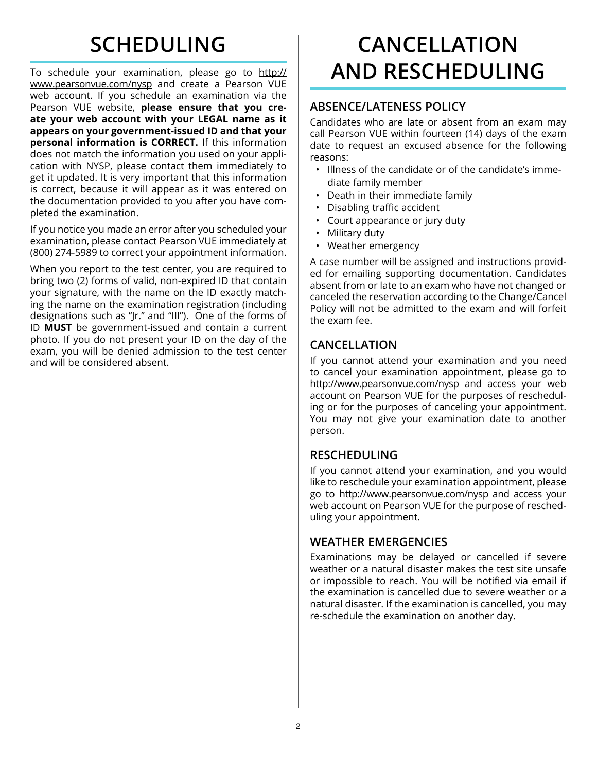# SCHEDULING

To schedule your examination, please go to http://www.pearsonvue.com/nysp and create a Pearson VUE web account. If you schedule an examination via the Pearson VUE website, **please ensure that you create your web account with your LEGAL name as it appears on your government-issued ID and that your personal information is CORRECT.** If this information does not match the information you used on your application with NYSP, please contact them immediately to get it updated. It is very important that this information is correct, because it will appear as it was entered on the documentation provided to you after you have completed the examination.

If you notice you made an error after you scheduled your examination, please contact Pearson VUE immediately at (800) 274-5989 to correct your appointment information.

When you report to the test center, you are required to bring two (2) forms of valid, non-expired ID that contain your signature, with the name on the ID exactly matching the name on the examination registration (including designations such as "Jr." and "III"). One of the forms of ID **MUST** be government-issued and contain a current photo. If you do not present your ID on the day of the exam, you will be denied admission to the test center and will be considered absent.

# CANCELLATION AND RESCHEDULING

## ABSENCE/LATENESS POLICY

Candidates who are late or absent from an exam may call Pearson VUE within fourteen (14) days of the exam date to request an excused absence for the following reasons:

- Illness of the candidate or of the candidate's immediate family member
- Death in their immediate family
- Disabling traffic accident
- Court appearance or jury duty
- Military duty
- Weather emergency

A case number will be assigned and instructions provided for emailing supporting documentation. Candidates absent from or late to an exam who have not changed or canceled the reservation according to the Change/Cancel Policy will not be admitted to the exam and will forfeit the exam fee.

## CANCELLATION

If you cannot attend your examination and you need to cancel your examination appointment, please go to http://www.pearsonvue.com/nysp and access your web account on Pearson VUE for the purposes of rescheduling or for the purposes of canceling your appointment. You may not give your examination date to another person.

## RESCHEDULING

If you cannot attend your examination, and you would like to reschedule your examination appointment, please go to http://www.pearsonvue.com/nysp and access your web account on Pearson VUE for the purpose of rescheduling your appointment.

## WEATHER EMERGENCIES

Examinations may be delayed or cancelled if severe weather or a natural disaster makes the test site unsafe or impossible to reach. You will be notified via email if the examination is cancelled due to severe weather or a natural disaster. If the examination is cancelled, you may re-schedule the examination on another day.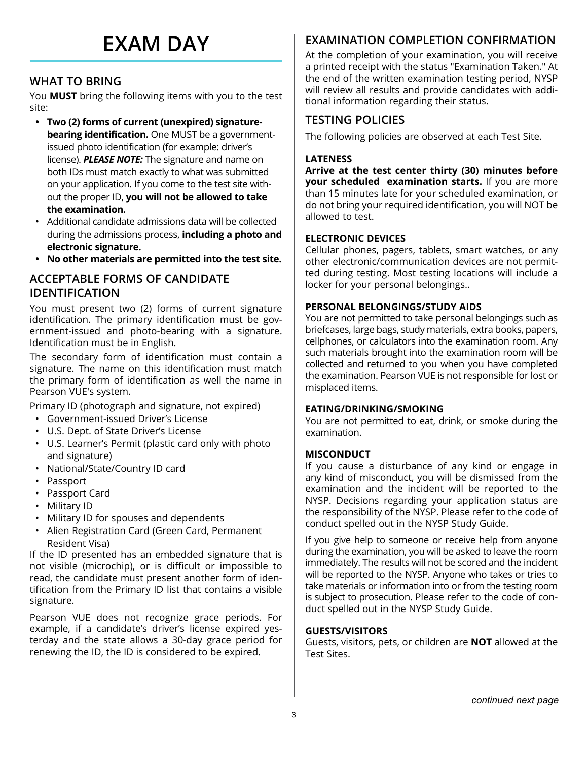# EXAM DAY

## WHAT TO BRING

You **MUST** bring the following items with you to the test site:

- **Two (2) forms of current (unexpired) signature-bearing identification.** One MUST be a government-issued photo identification (for example: driver's license). ***PLEASE NOTE:*** The signature and name on both IDs must match exactly to what was submitted on your application. If you come to the test site without the proper ID, **you will not be allowed to take the examination.**
- Additional candidate admissions data will be collected during the admissions process, **including a photo and electronic signature.**
- **No other materials are permitted into the test site.**

## ACCEPTABLE FORMS OF CANDIDATE IDENTIFICATION

You must present two (2) forms of current signature identification. The primary identification must be government-issued and photo-bearing with a signature. Identification must be in English.

The secondary form of identification must contain a signature. The name on this identification must match the primary form of identification as well the name in Pearson VUE's system.

Primary ID (photograph and signature, not expired)

- Government-issued Driver's License
- U.S. Dept. of State Driver's License
- U.S. Learner's Permit (plastic card only with photo and signature)
- National/State/Country ID card
- Passport
- Passport Card
- Military ID
- Military ID for spouses and dependents
- Alien Registration Card (Green Card, Permanent Resident Visa)

If the ID presented has an embedded signature that is not visible (microchip), or is difficult or impossible to read, the candidate must present another form of identification from the Primary ID list that contains a visible signature.

Pearson VUE does not recognize grace periods. For example, if a candidate's driver's license expired yesterday and the state allows a 30-day grace period for renewing the ID, the ID is considered to be expired.

## EXAMINATION COMPLETION CONFIRMATION

At the completion of your examination, you will receive a printed receipt with the status "Examination Taken." At the end of the written examination testing period, NYSP will review all results and provide candidates with additional information regarding their status.

## TESTING POLICIES

The following policies are observed at each Test Site.

### LATENESS

**Arrive at the test center thirty (30) minutes before your scheduled examination starts.** If you are more than 15 minutes late for your scheduled examination, or do not bring your required identification, you will NOT be allowed to test.

### ELECTRONIC DEVICES

Cellular phones, pagers, tablets, smart watches, or any other electronic/communication devices are not permitted during testing. Most testing locations will include a locker for your personal belongings..

### PERSONAL BELONGINGS/STUDY AIDS

You are not permitted to take personal belongings such as briefcases, large bags, study materials, extra books, papers, cellphones, or calculators into the examination room. Any such materials brought into the examination room will be collected and returned to you when you have completed the examination. Pearson VUE is not responsible for lost or misplaced items.

### EATING/DRINKING/SMOKING

You are not permitted to eat, drink, or smoke during the examination.

### MISCONDUCT

If you cause a disturbance of any kind or engage in any kind of misconduct, you will be dismissed from the examination and the incident will be reported to the NYSP. Decisions regarding your application status are the responsibility of the NYSP. Please refer to the code of conduct spelled out in the NYSP Study Guide.

If you give help to someone or receive help from anyone during the examination, you will be asked to leave the room immediately. The results will not be scored and the incident will be reported to the NYSP. Anyone who takes or tries to take materials or information into or from the testing room is subject to prosecution. Please refer to the code of conduct spelled out in the NYSP Study Guide.

### GUESTS/VISITORS

Guests, visitors, pets, or children are **NOT** allowed at the Test Sites.

*continued next page*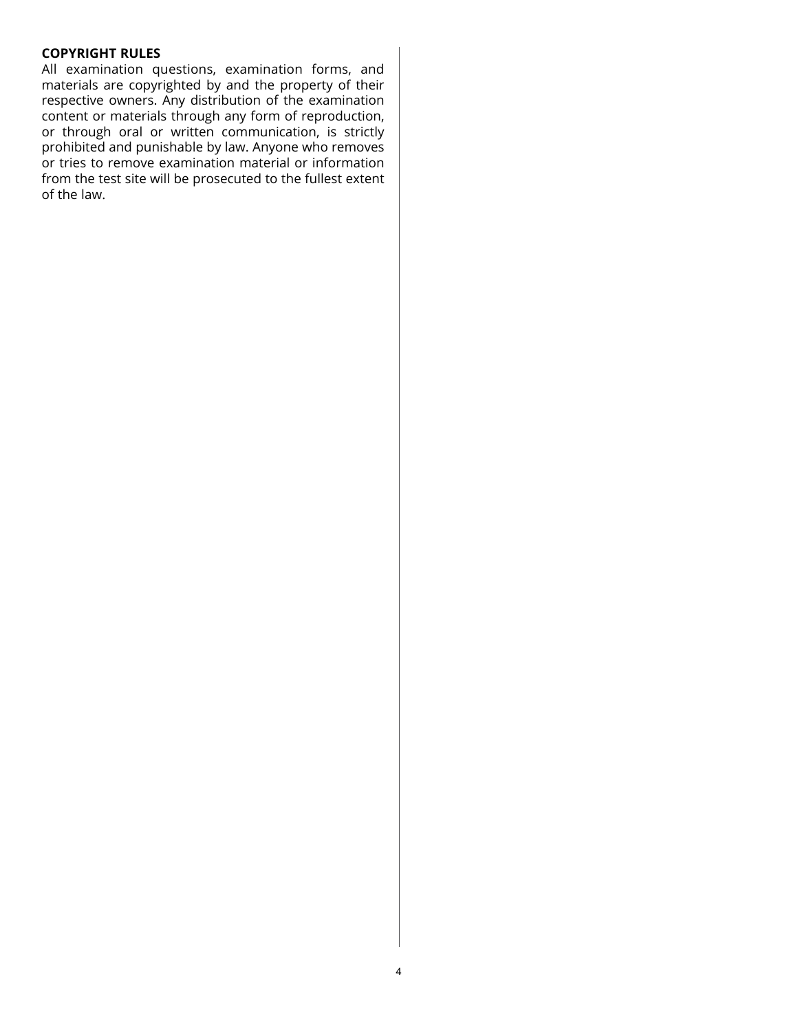**COPYRIGHT RULES**

All examination questions, examination forms, and materials are copyrighted by and the property of their respective owners. Any distribution of the examination content or materials through any form of reproduction, or through oral or written communication, is strictly prohibited and punishable by law. Anyone who removes or tries to remove examination material or information from the test site will be prosecuted to the fullest extent of the law.